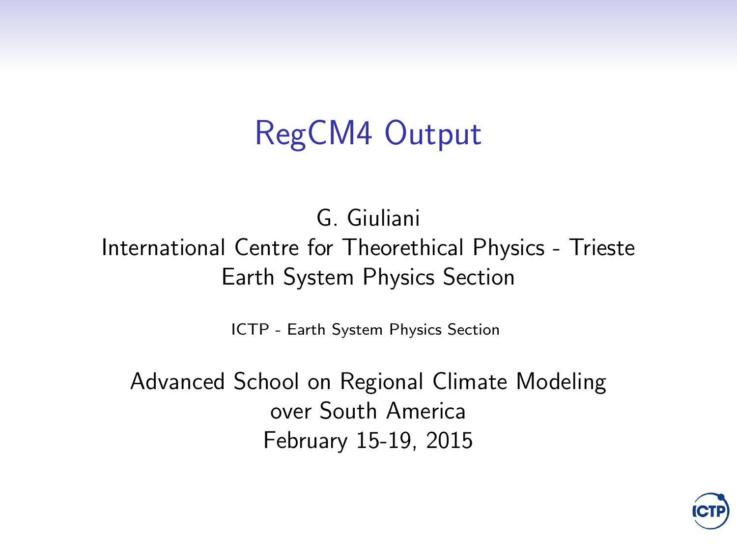# RegCM4 Output

G. Giuliani
International Centre for Theorethical Physics - Trieste
Earth System Physics Section

ICTP - Earth System Physics Section

Advanced School on Regional Climate Modeling
over South America
February 15-19, 2015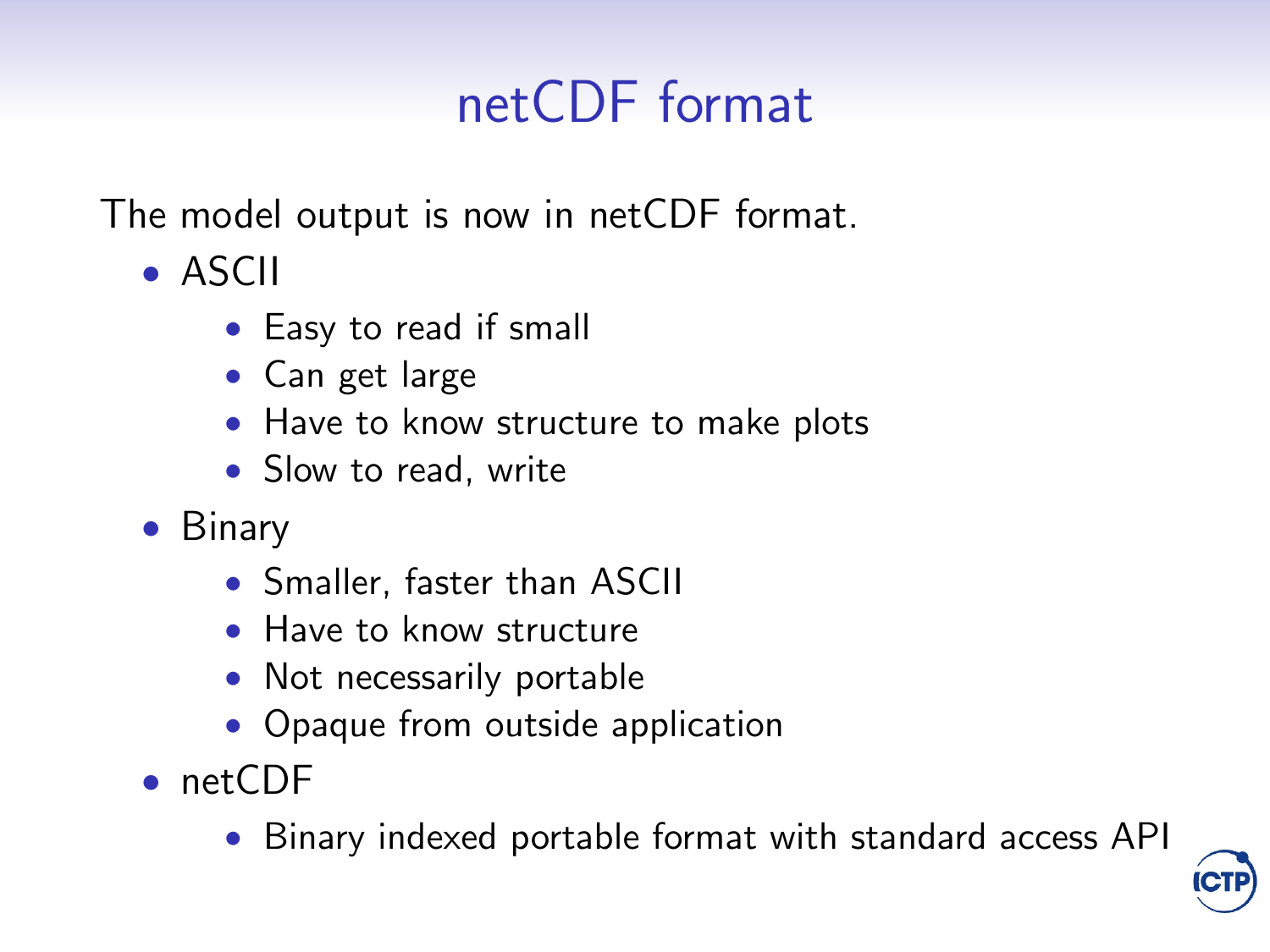# netCDF format

The model output is now in netCDF format.

- ASCII
  - Easy to read if small
  - Can get large
  - Have to know structure to make plots
  - Slow to read, write
- Binary
  - Smaller, faster than ASCII
  - Have to know structure
  - Not necessarily portable
  - Opaque from outside application
- netCDF
  - Binary indexed portable format with standard access API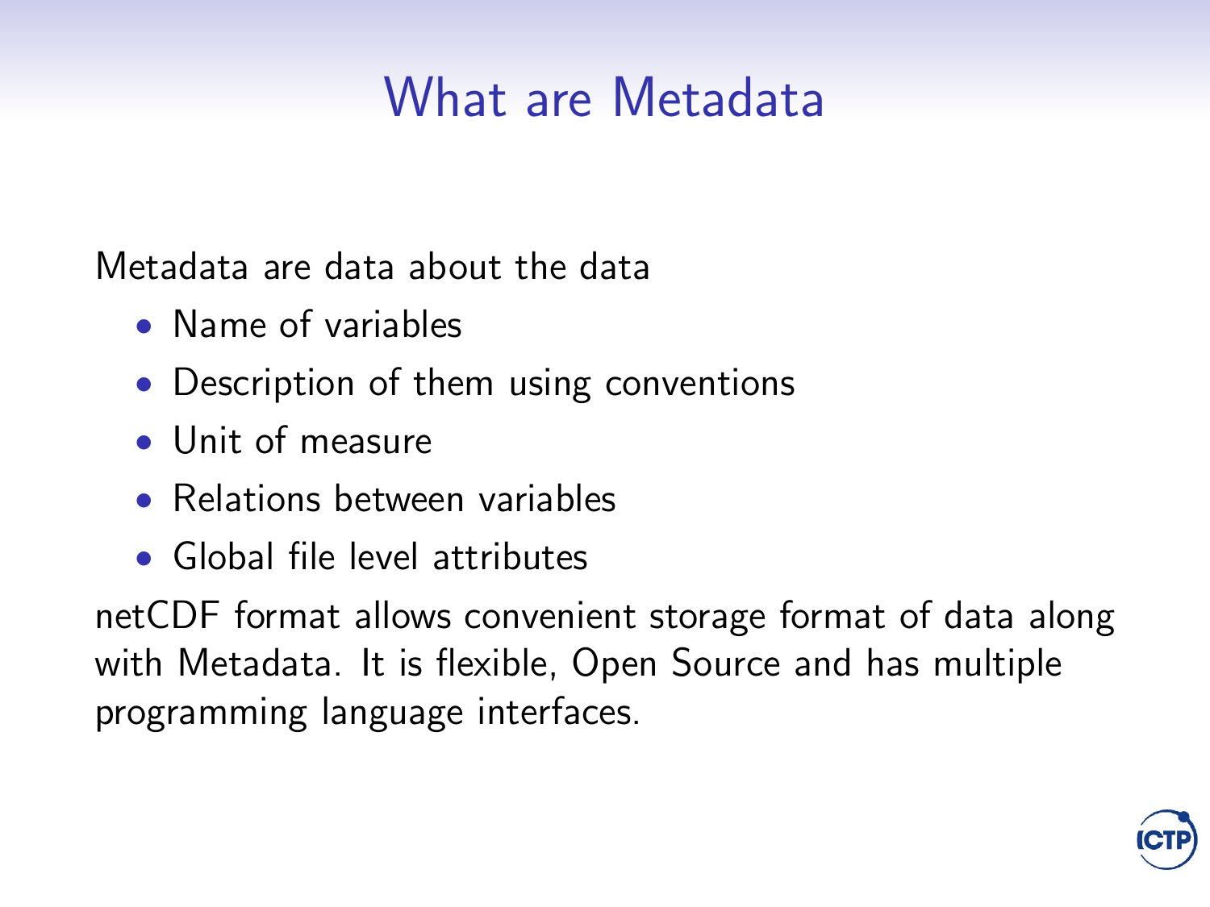# What are Metadata

Metadata are data about the data

- Name of variables
- Description of them using conventions
- Unit of measure
- Relations between variables
- Global file level attributes

netCDF format allows convenient storage format of data along with Metadata. It is flexible, Open Source and has multiple programming language interfaces.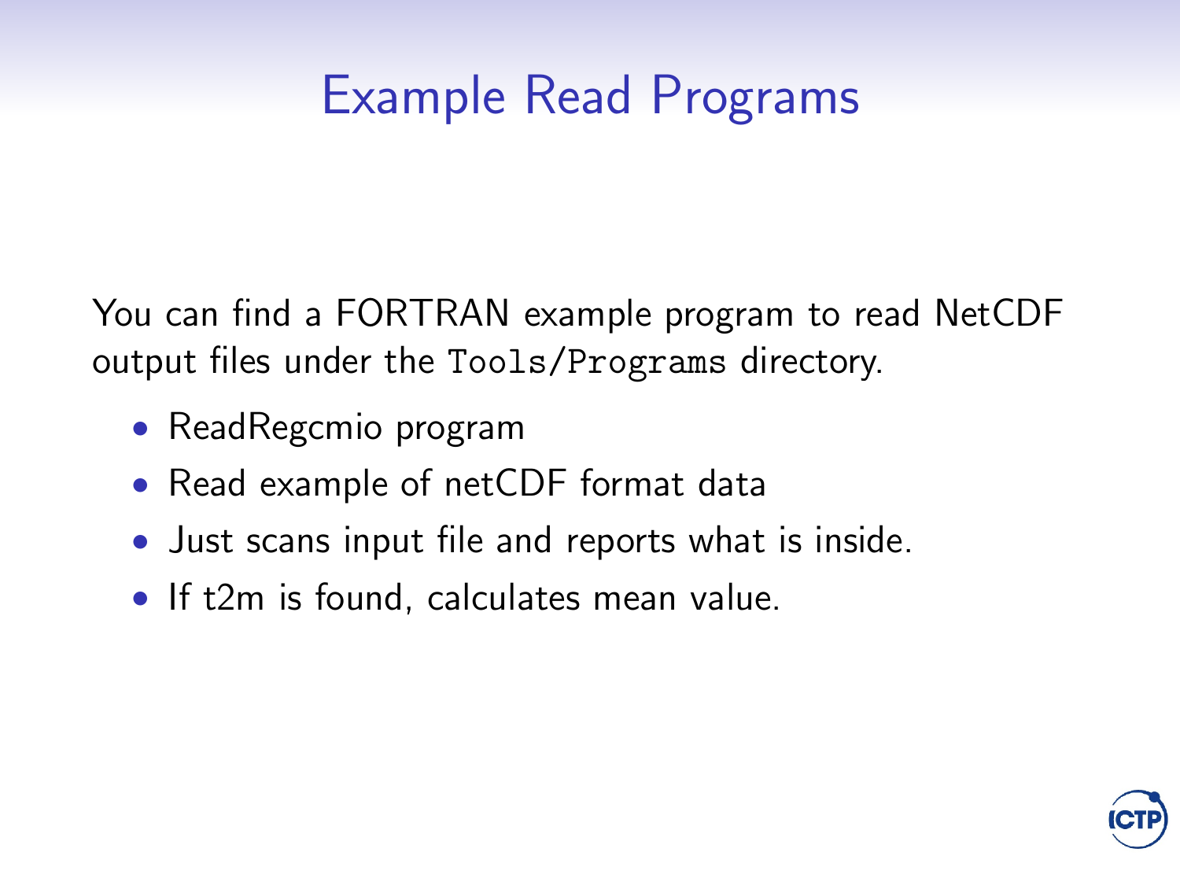# Example Read Programs

You can find a FORTRAN example program to read NetCDF output files under the `Tools/Programs` directory.

- ReadRegcmio program
- Read example of netCDF format data
- Just scans input file and reports what is inside.
- If t2m is found, calculates mean value.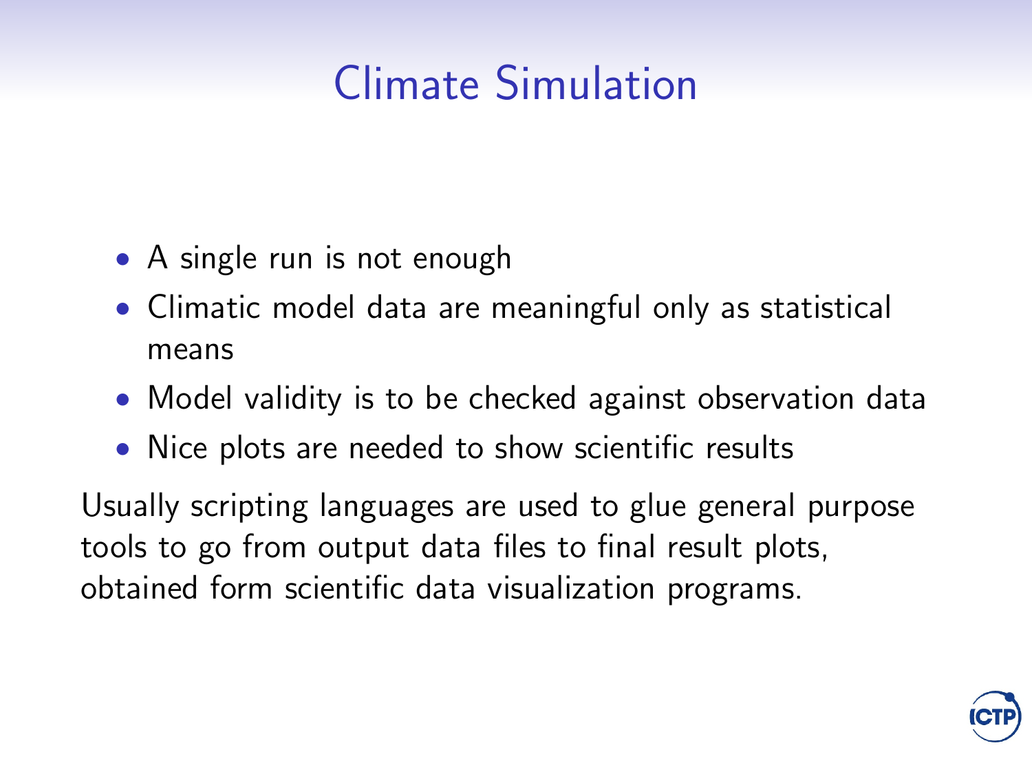# Climate Simulation

- A single run is not enough
- Climatic model data are meaningful only as statistical means
- Model validity is to be checked against observation data
- Nice plots are needed to show scientific results

Usually scripting languages are used to glue general purpose tools to go from output data files to final result plots, obtained form scientific data visualization programs.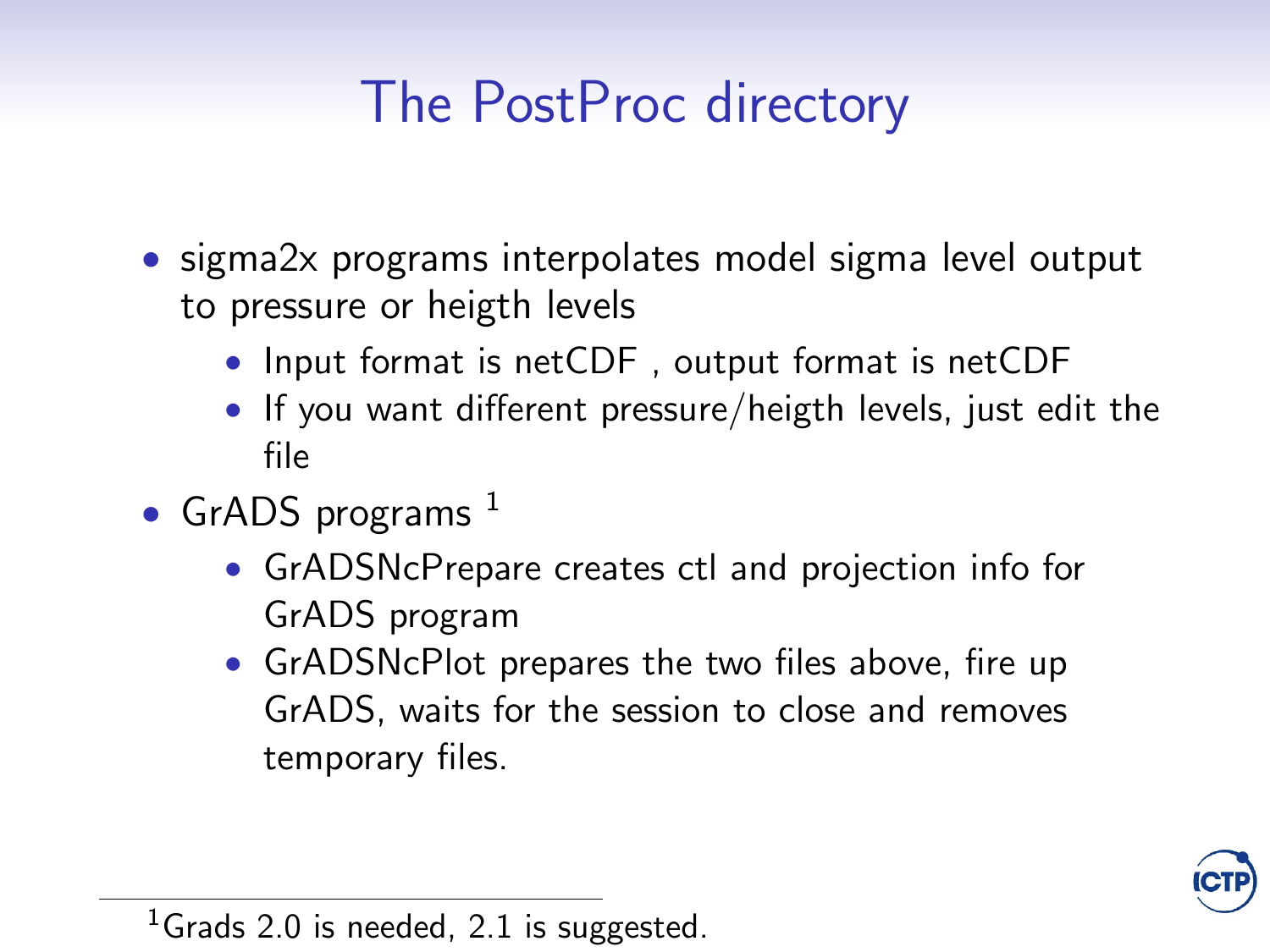# The PostProc directory

- sigma2x programs interpolates model sigma level output to pressure or heigth levels
  - Input format is netCDF , output format is netCDF
  - If you want different pressure/heigth levels, just edit the file
- GrADS programs [1]
  - GrADSNcPrepare creates ctl and projection info for GrADS program
  - GrADSNcPlot prepares the two files above, fire up GrADS, waits for the session to close and removes temporary files.

[1] Grads 2.0 is needed, 2.1 is suggested.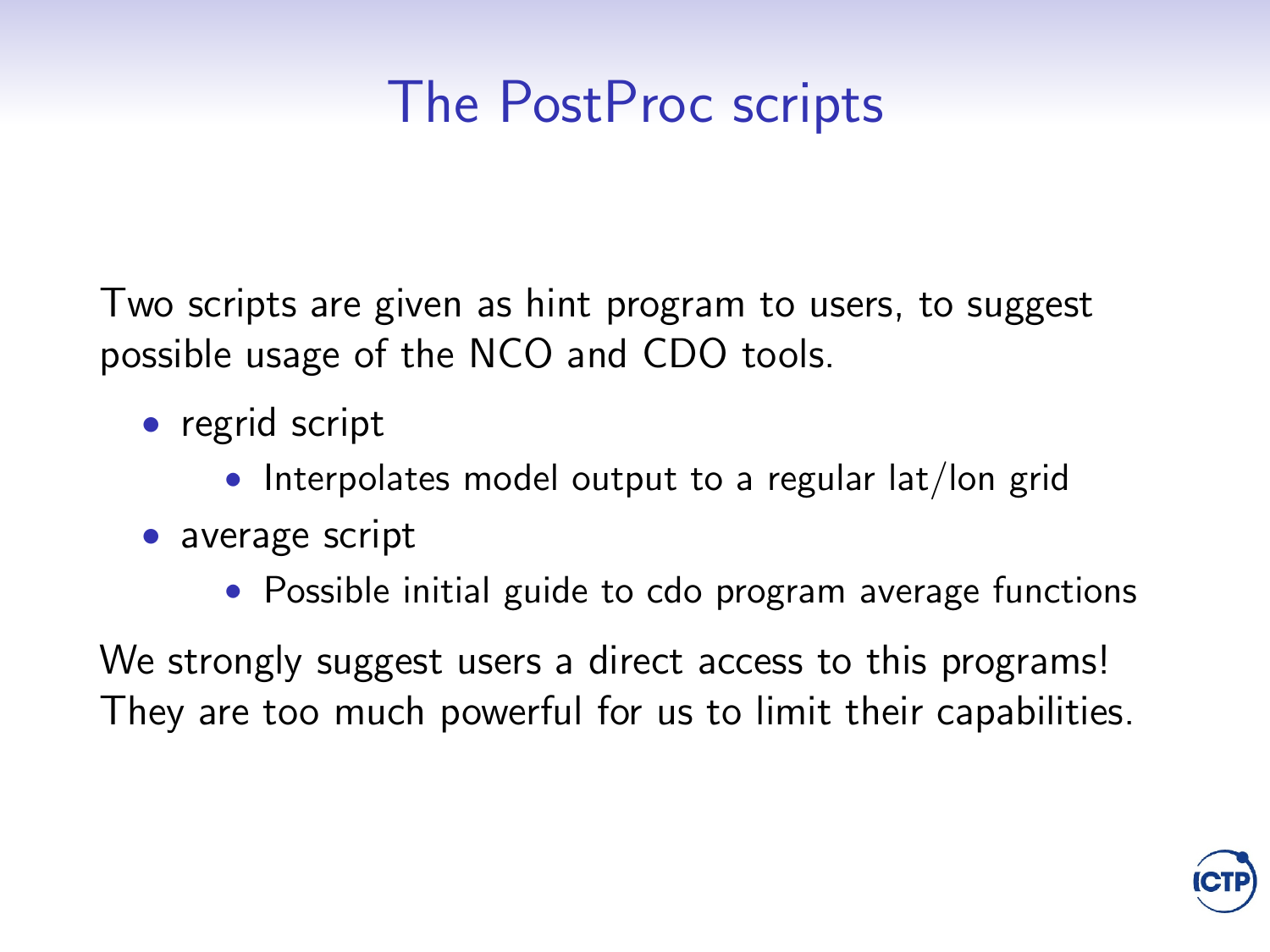# The PostProc scripts

Two scripts are given as hint program to users, to suggest possible usage of the NCO and CDO tools.

- regrid script
  - Interpolates model output to a regular lat/lon grid
- average script
  - Possible initial guide to cdo program average functions

We strongly suggest users a direct access to this programs! They are too much powerful for us to limit their capabilities.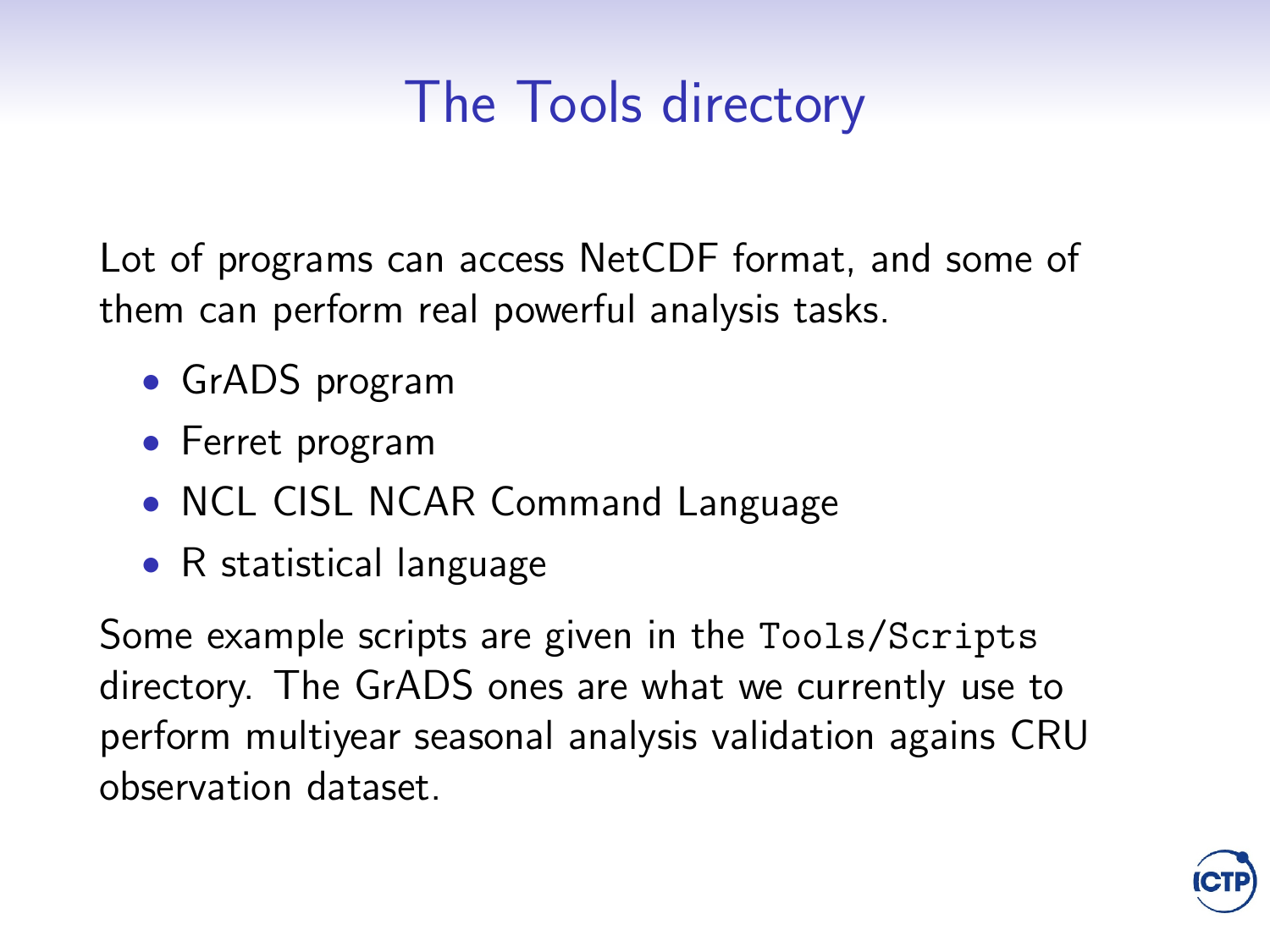# The Tools directory

Lot of programs can access NetCDF format, and some of them can perform real powerful analysis tasks.

- GrADS program
- Ferret program
- NCL CISL NCAR Command Language
- R statistical language

Some example scripts are given in the `Tools/Scripts` directory. The GrADS ones are what we currently use to perform multiyear seasonal analysis validation agains CRU observation dataset.